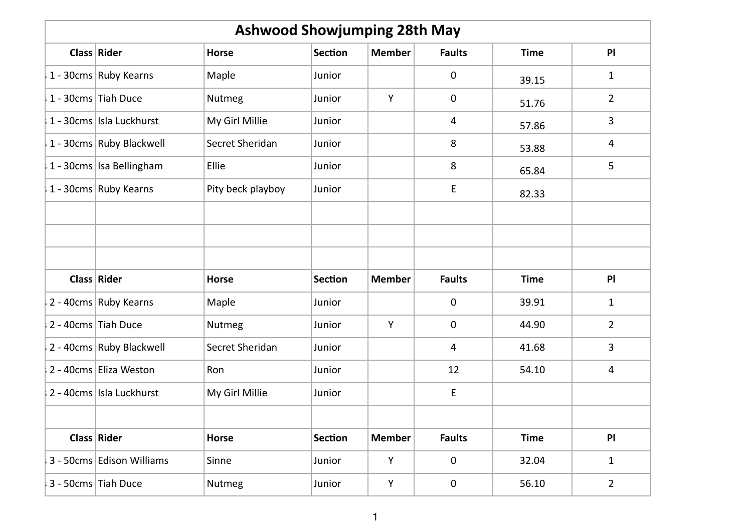# Ashwood Showjumping 28th May

| Class | Rider | Horse | Section | Member | Faults | Time | Pl |
|---|---|---|---|---|---|---|---|
| 1 - 30cms | Ruby Kearns | Maple | Junior | | 0 | 39.15 | 1 |
| 1 - 30cms | Tiah Duce | Nutmeg | Junior | Y | 0 | 51.76 | 2 |
| 1 - 30cms | Isla Luckhurst | My Girl Millie | Junior | | 4 | 57.86 | 3 |
| 1 - 30cms | Ruby Blackwell | Secret Sheridan | Junior | | 8 | 53.88 | 4 |
| 1 - 30cms | Isa Bellingham | Ellie | Junior | | 8 | 65.84 | 5 |
| 1 - 30cms | Ruby Kearns | Pity beck playboy | Junior | | E | 82.33 | |

| Class | Rider | Horse | Section | Member | Faults | Time | Pl |
|---|---|---|---|---|---|---|---|
| 2 - 40cms | Ruby Kearns | Maple | Junior | | 0 | 39.91 | 1 |
| 2 - 40cms | Tiah Duce | Nutmeg | Junior | Y | 0 | 44.90 | 2 |
| 2 - 40cms | Ruby Blackwell | Secret Sheridan | Junior | | 4 | 41.68 | 3 |
| 2 - 40cms | Eliza Weston | Ron | Junior | | 12 | 54.10 | 4 |
| 2 - 40cms | Isla Luckhurst | My Girl Millie | Junior | | E | | |

| Class | Rider | Horse | Section | Member | Faults | Time | Pl |
|---|---|---|---|---|---|---|---|
| 3 - 50cms | Edison Williams | Sinne | Junior | Y | 0 | 32.04 | 1 |
| 3 - 50cms | Tiah Duce | Nutmeg | Junior | Y | 0 | 56.10 | 2 |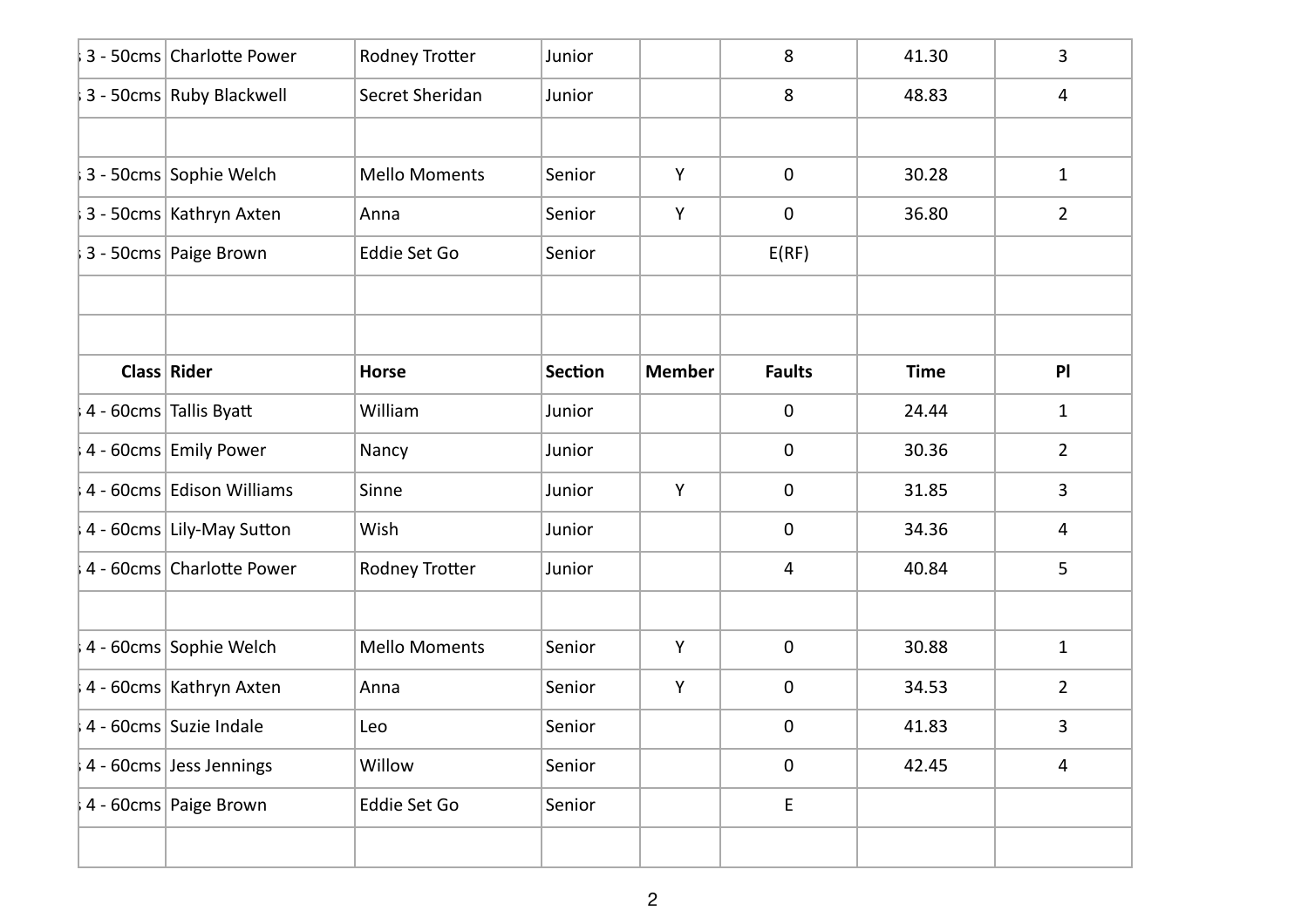| | | | | | | | |
|---|---|---|---|---|---|---|---|
| 3 - 50cms | Charlotte Power | Rodney Trotter | Junior | | 8 | 41.30 | 3 |
| 3 - 50cms | Ruby Blackwell | Secret Sheridan | Junior | | 8 | 48.83 | 4 |
| | | | | | | | |
| 3 - 50cms | Sophie Welch | Mello Moments | Senior | Y | 0 | 30.28 | 1 |
| 3 - 50cms | Kathryn Axten | Anna | Senior | Y | 0 | 36.80 | 2 |
| 3 - 50cms | Paige Brown | Eddie Set Go | Senior | | E(RF) | | |

| Class | Rider | Horse | Section | Member | Faults | Time | Pl |
|---|---|---|---|---|---|---|---|
| 4 - 60cms | Tallis Byatt | William | Junior | | 0 | 24.44 | 1 |
| 4 - 60cms | Emily Power | Nancy | Junior | | 0 | 30.36 | 2 |
| 4 - 60cms | Edison Williams | Sinne | Junior | Y | 0 | 31.85 | 3 |
| 4 - 60cms | Lily-May Sutton | Wish | Junior | | 0 | 34.36 | 4 |
| 4 - 60cms | Charlotte Power | Rodney Trotter | Junior | | 4 | 40.84 | 5 |
| | | | | | | | |
| 4 - 60cms | Sophie Welch | Mello Moments | Senior | Y | 0 | 30.88 | 1 |
| 4 - 60cms | Kathryn Axten | Anna | Senior | Y | 0 | 34.53 | 2 |
| 4 - 60cms | Suzie Indale | Leo | Senior | | 0 | 41.83 | 3 |
| 4 - 60cms | Jess Jennings | Willow | Senior | | 0 | 42.45 | 4 |
| 4 - 60cms | Paige Brown | Eddie Set Go | Senior | | E | | |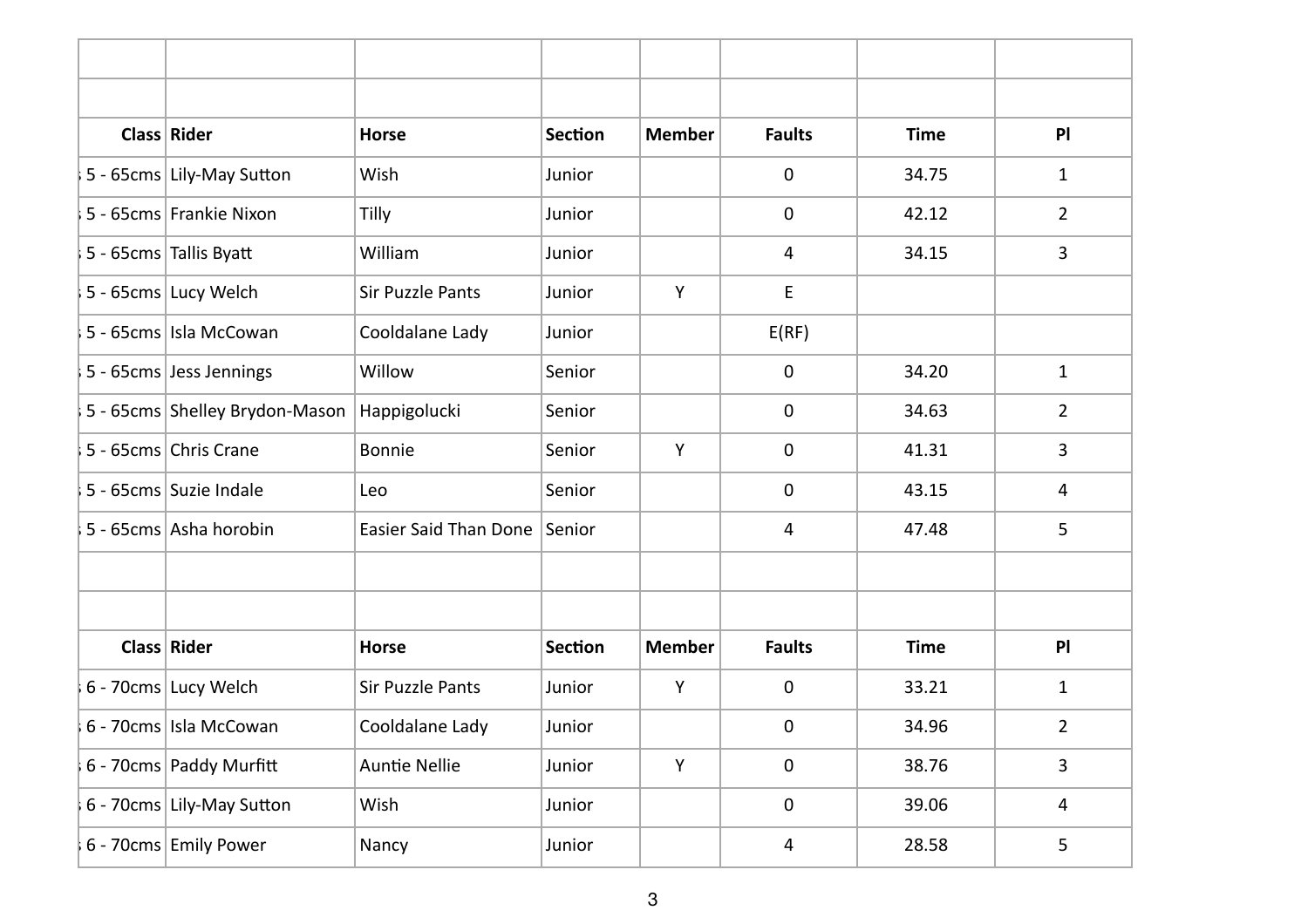| Class | Rider | Horse | Section | Member | Faults | Time | Pl |
|---|---|---|---|---|---|---|---|
| 5 - 65cms | Lily-May Sutton | Wish | Junior | | 0 | 34.75 | 1 |
| 5 - 65cms | Frankie Nixon | Tilly | Junior | | 0 | 42.12 | 2 |
| 5 - 65cms | Tallis Byatt | William | Junior | | 4 | 34.15 | 3 |
| 5 - 65cms | Lucy Welch | Sir Puzzle Pants | Junior | Y | E | | |
| 5 - 65cms | Isla McCowan | Cooldalane Lady | Junior | | E(RF) | | |
| 5 - 65cms | Jess Jennings | Willow | Senior | | 0 | 34.20 | 1 |
| 5 - 65cms | Shelley Brydon-Mason | Happigolucki | Senior | | 0 | 34.63 | 2 |
| 5 - 65cms | Chris Crane | Bonnie | Senior | Y | 0 | 41.31 | 3 |
| 5 - 65cms | Suzie Indale | Leo | Senior | | 0 | 43.15 | 4 |
| 5 - 65cms | Asha horobin | Easier Said Than Done | Senior | | 4 | 47.48 | 5 |

| Class | Rider | Horse | Section | Member | Faults | Time | Pl |
|---|---|---|---|---|---|---|---|
| 6 - 70cms | Lucy Welch | Sir Puzzle Pants | Junior | Y | 0 | 33.21 | 1 |
| 6 - 70cms | Isla McCowan | Cooldalane Lady | Junior | | 0 | 34.96 | 2 |
| 6 - 70cms | Paddy Murfitt | Auntie Nellie | Junior | Y | 0 | 38.76 | 3 |
| 6 - 70cms | Lily-May Sutton | Wish | Junior | | 0 | 39.06 | 4 |
| 6 - 70cms | Emily Power | Nancy | Junior | | 4 | 28.58 | 5 |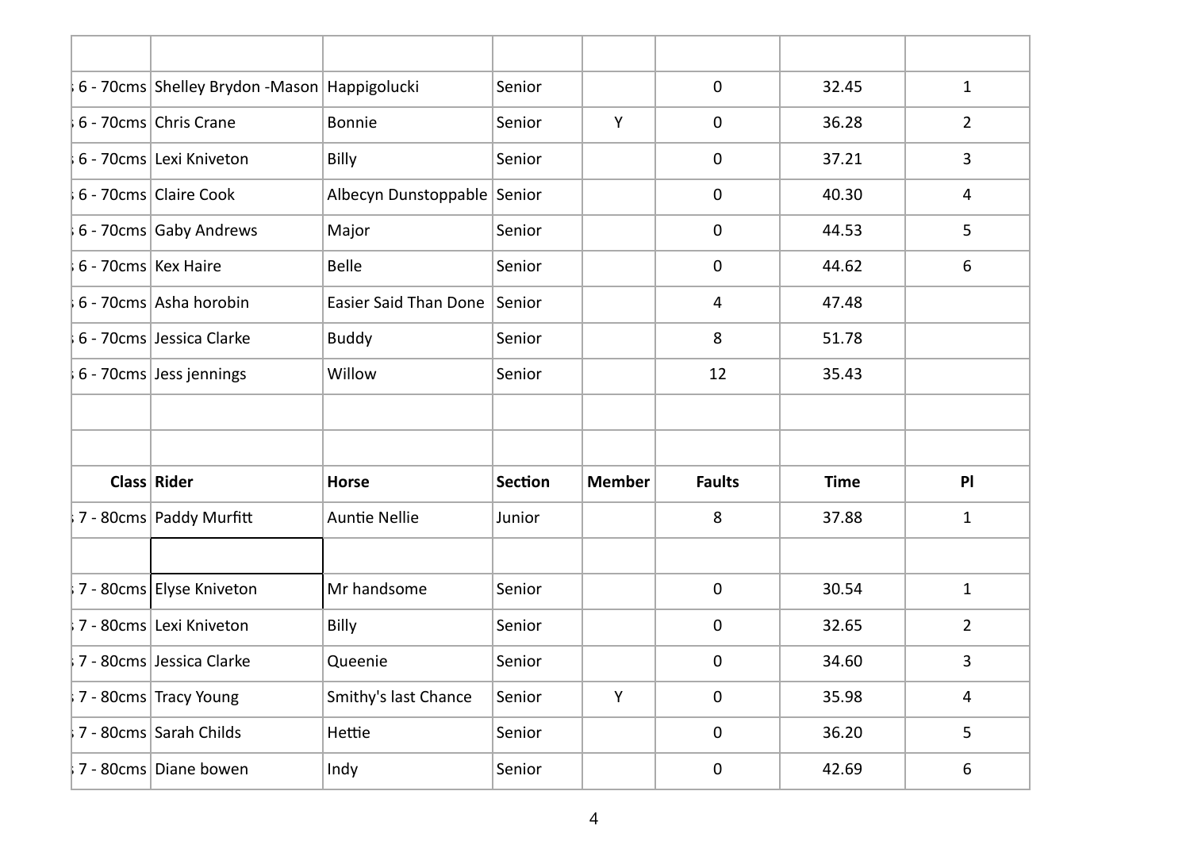| | | | | | | | |
|---|---|---|---|---|---|---|---|
| ; 6 - 70cms | Shelley Brydon -Mason | Happigolucki | Senior | | 0 | 32.45 | 1 |
| ; 6 - 70cms | Chris Crane | Bonnie | Senior | Y | 0 | 36.28 | 2 |
| ; 6 - 70cms | Lexi Kniveton | Billy | Senior | | 0 | 37.21 | 3 |
| ; 6 - 70cms | Claire Cook | Albecyn Dunstoppable | Senior | | 0 | 40.30 | 4 |
| ; 6 - 70cms | Gaby Andrews | Major | Senior | | 0 | 44.53 | 5 |
| ; 6 - 70cms | Kex Haire | Belle | Senior | | 0 | 44.62 | 6 |
| ; 6 - 70cms | Asha horobin | Easier Said Than Done | Senior | | 4 | 47.48 | |
| ; 6 - 70cms | Jessica Clarke | Buddy | Senior | | 8 | 51.78 | |
| ; 6 - 70cms | Jess jennings | Willow | Senior | | 12 | 35.43 | |

| Class | Rider | Horse | Section | Member | Faults | Time | Pl |
|---|---|---|---|---|---|---|---|
| ; 7 - 80cms | Paddy Murfitt | Auntie Nellie | Junior | | 8 | 37.88 | 1 |
| | | | | | | | |
| ; 7 - 80cms | Elyse Kniveton | Mr handsome | Senior | | 0 | 30.54 | 1 |
| ; 7 - 80cms | Lexi Kniveton | Billy | Senior | | 0 | 32.65 | 2 |
| ; 7 - 80cms | Jessica Clarke | Queenie | Senior | | 0 | 34.60 | 3 |
| ; 7 - 80cms | Tracy Young | Smithy's last Chance | Senior | Y | 0 | 35.98 | 4 |
| ; 7 - 80cms | Sarah Childs | Hettie | Senior | | 0 | 36.20 | 5 |
| ; 7 - 80cms | Diane bowen | Indy | Senior | | 0 | 42.69 | 6 |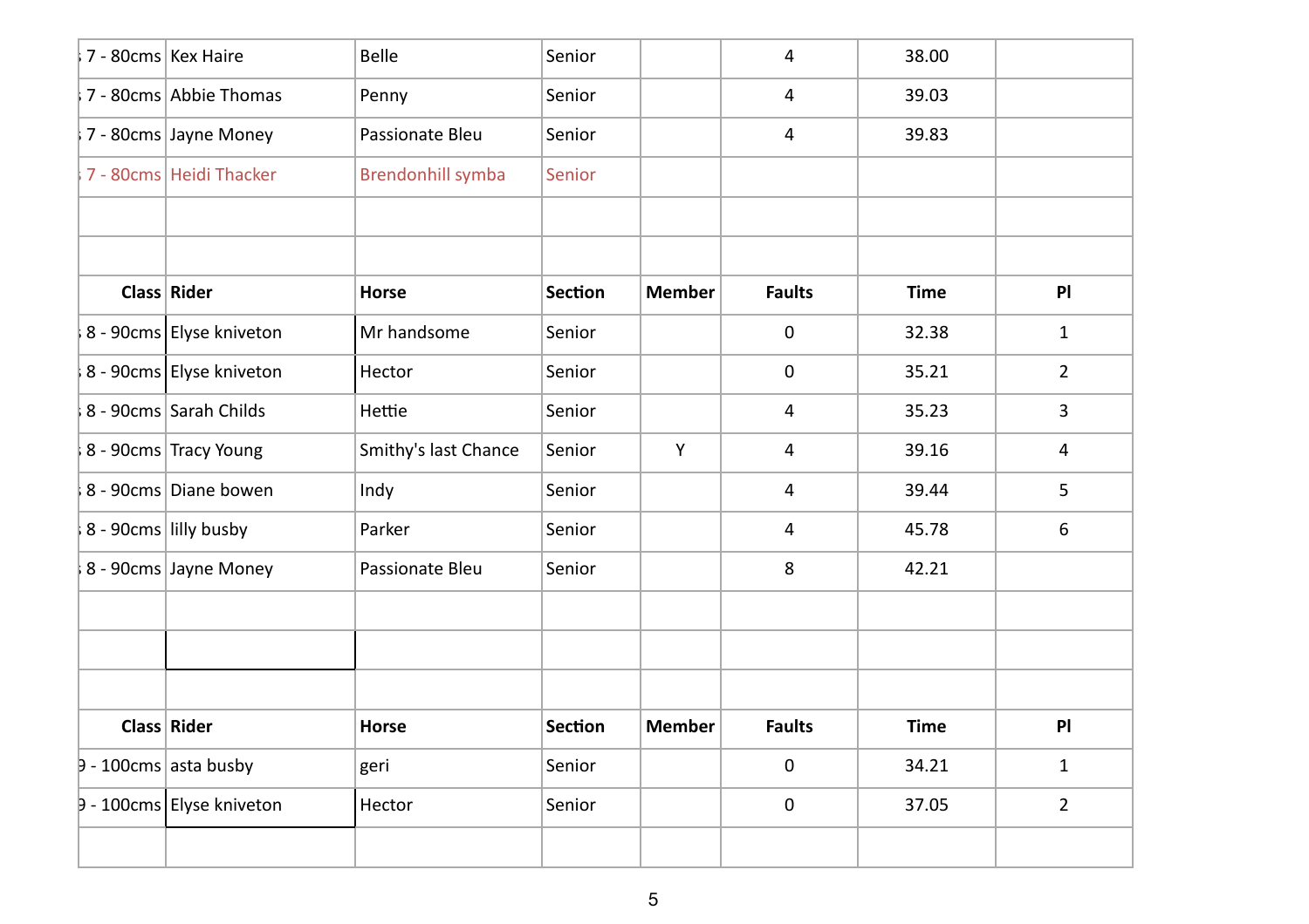| | | | | | | | |
|---|---|---|---|---|---|---|---|
| 7 - 80cms | Kex Haire | Belle | Senior | | 4 | 38.00 | |
| 7 - 80cms | Abbie Thomas | Penny | Senior | | 4 | 39.03 | |
| 7 - 80cms | Jayne Money | Passionate Bleu | Senior | | 4 | 39.83 | |
| 7 - 80cms | Heidi Thacker | Brendonhill symba | Senior | | | | |

| Class | Rider | Horse | Section | Member | Faults | Time | Pl |
|---|---|---|---|---|---|---|---|
| 8 - 90cms | Elyse kniveton | Mr handsome | Senior | | 0 | 32.38 | 1 |
| 8 - 90cms | Elyse kniveton | Hector | Senior | | 0 | 35.21 | 2 |
| 8 - 90cms | Sarah Childs | Hettie | Senior | | 4 | 35.23 | 3 |
| 8 - 90cms | Tracy Young | Smithy's last Chance | Senior | Y | 4 | 39.16 | 4 |
| 8 - 90cms | Diane bowen | Indy | Senior | | 4 | 39.44 | 5 |
| 8 - 90cms | lilly busby | Parker | Senior | | 4 | 45.78 | 6 |
| 8 - 90cms | Jayne Money | Passionate Bleu | Senior | | 8 | 42.21 | |

| Class | Rider | Horse | Section | Member | Faults | Time | Pl |
|---|---|---|---|---|---|---|---|
| 9 - 100cms | asta busby | geri | Senior | | 0 | 34.21 | 1 |
| 9 - 100cms | Elyse kniveton | Hector | Senior | | 0 | 37.05 | 2 |